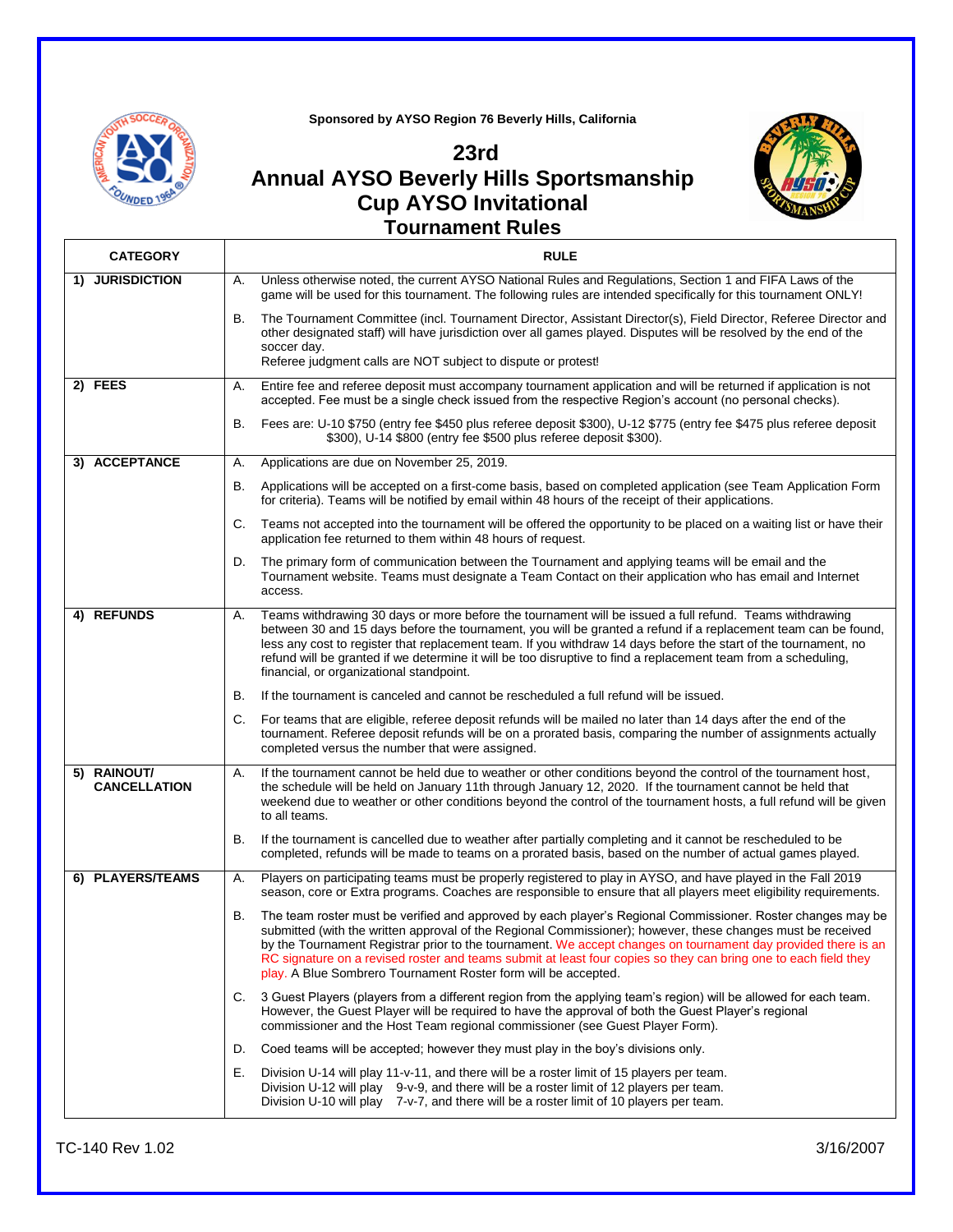Sponsored by AYSO Region 76 Beverly Hills, California

# 23rd Annual AYSO Beverly Hills Sportsmanship Cup AYSO Invitational

## Tournament Rules

| CATEGORY | RULE |
|---|---|
| 1) JURISDICTION | A. Unless otherwise noted, the current AYSO National Rules and Regulations, Section 1 and FIFA Laws of the game will be used for this tournament. The following rules are intended specifically for this tournament ONLY! |
| | B. The Tournament Committee (incl. Tournament Director, Assistant Director(s), Field Director, Referee Director and other designated staff) will have jurisdiction over all games played. Disputes will be resolved by the end of the soccer day. Referee judgment calls are NOT subject to dispute or protest! |
| 2) FEES | A. Entire fee and referee deposit must accompany tournament application and will be returned if application is not accepted. Fee must be a single check issued from the respective Region's account (no personal checks). |
| | B. Fees are: U-10 $750 (entry fee $450 plus referee deposit $300), U-12 $775 (entry fee $475 plus referee deposit $300), U-14 $800 (entry fee $500 plus referee deposit $300). |
| 3) ACCEPTANCE | A. Applications are due on November 25, 2019. |
| | B. Applications will be accepted on a first-come basis, based on completed application (see Team Application Form for criteria). Teams will be notified by email within 48 hours of the receipt of their applications. |
| | C. Teams not accepted into the tournament will be offered the opportunity to be placed on a waiting list or have their application fee returned to them within 48 hours of request. |
| | D. The primary form of communication between the Tournament and applying teams will be email and the Tournament website. Teams must designate a Team Contact on their application who has email and Internet access. |
| 4) REFUNDS | A. Teams withdrawing 30 days or more before the tournament will be issued a full refund. Teams withdrawing between 30 and 15 days before the tournament, you will be granted a refund if a replacement team can be found, less any cost to register that replacement team. If you withdraw 14 days before the start of the tournament, no refund will be granted if we determine it will be too disruptive to find a replacement team from a scheduling, financial, or organizational standpoint. |
| | B. If the tournament is canceled and cannot be rescheduled a full refund will be issued. |
| | C. For teams that are eligible, referee deposit refunds will be mailed no later than 14 days after the end of the tournament. Referee deposit refunds will be on a prorated basis, comparing the number of assignments actually completed versus the number that were assigned. |
| 5) RAINOUT/ CANCELLATION | A. If the tournament cannot be held due to weather or other conditions beyond the control of the tournament host, the schedule will be held on January 11th through January 12, 2020. If the tournament cannot be held that weekend due to weather or other conditions beyond the control of the tournament hosts, a full refund will be given to all teams. |
| | B. If the tournament is cancelled due to weather after partially completing and it cannot be rescheduled to be completed, refunds will be made to teams on a prorated basis, based on the number of actual games played. |
| 6) PLAYERS/TEAMS | A. Players on participating teams must be properly registered to play in AYSO, and have played in the Fall 2019 season, core or Extra programs. Coaches are responsible to ensure that all players meet eligibility requirements. |
| | B. The team roster must be verified and approved by each player's Regional Commissioner. Roster changes may be submitted (with the written approval of the Regional Commissioner); however, these changes must be received by the Tournament Registrar prior to the tournament. We accept changes on tournament day provided there is an RC signature on a revised roster and teams submit at least four copies so they can bring one to each field they play. A Blue Sombrero Tournament Roster form will be accepted. |
| | C. 3 Guest Players (players from a different region from the applying team's region) will be allowed for each team. However, the Guest Player will be required to have the approval of both the Guest Player's regional commissioner and the Host Team regional commissioner (see Guest Player Form). |
| | D. Coed teams will be accepted; however they must play in the boy's divisions only. |
| | E. Division U-14 will play 11-v-11, and there will be a roster limit of 15 players per team. Division U-12 will play 9-v-9, and there will be a roster limit of 12 players per team. Division U-10 will play 7-v-7, and there will be a roster limit of 10 players per team. |

TC-140 Rev 1.02 3/16/2007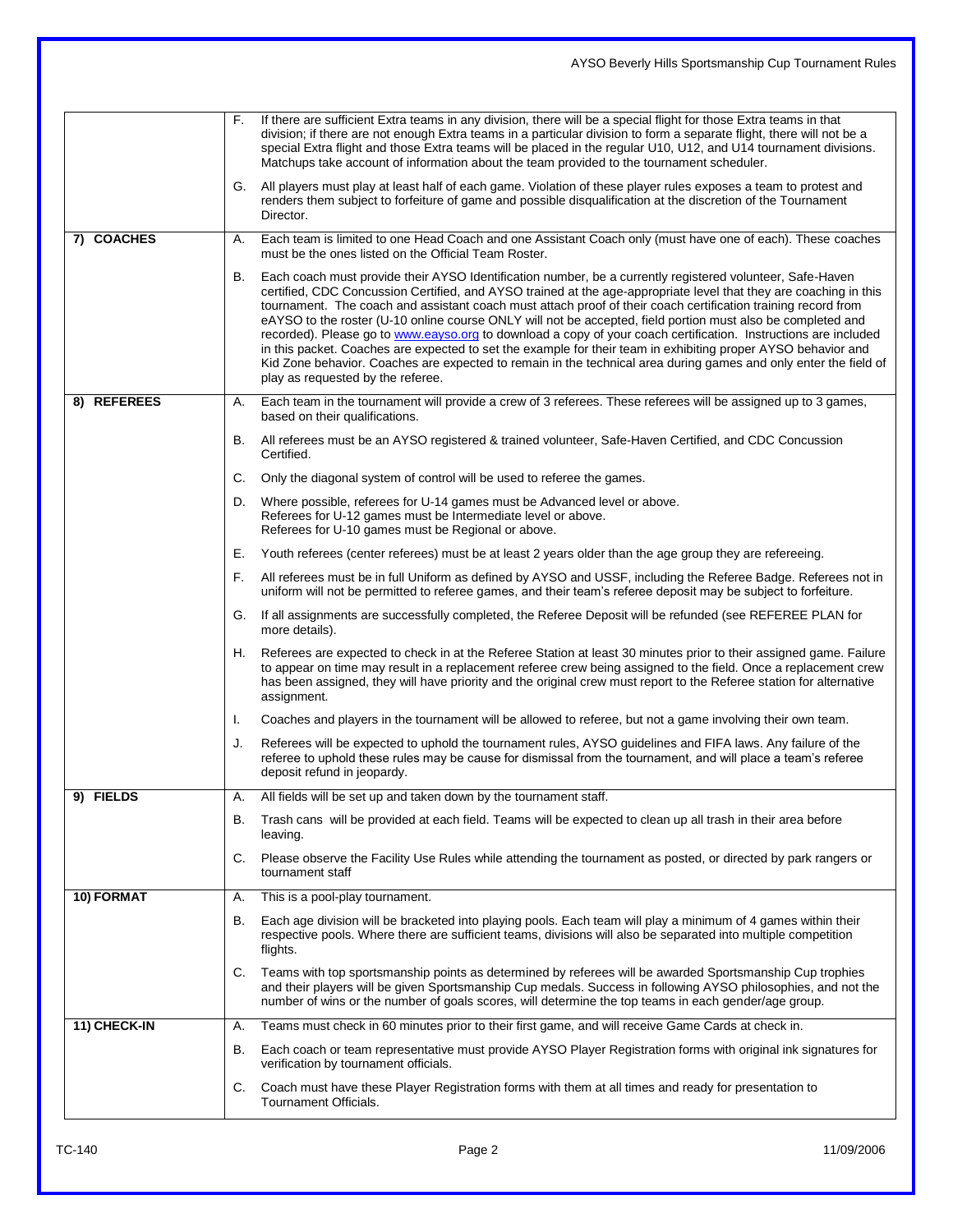| | |
|---|---|
| | F. If there are sufficient Extra teams in any division, there will be a special flight for those Extra teams in that division; if there are not enough Extra teams in a particular division to form a separate flight, there will not be a special Extra flight and those Extra teams will be placed in the regular U10, U12, and U14 tournament divisions. Matchups take account of information about the team provided to the tournament scheduler. |
| | G. All players must play at least half of each game. Violation of these player rules exposes a team to protest and renders them subject to forfeiture of game and possible disqualification at the discretion of the Tournament Director. |
| **7) COACHES** | A. Each team is limited to one Head Coach and one Assistant Coach only (must have one of each). These coaches must be the ones listed on the Official Team Roster. |
| | B. Each coach must provide their AYSO Identification number, be a currently registered volunteer, Safe-Haven certified, CDC Concussion Certified, and AYSO trained at the age-appropriate level that they are coaching in this tournament. The coach and assistant coach must attach proof of their coach certification training record from eAYSO to the roster (U-10 online course ONLY will not be accepted, field portion must also be completed and recorded). Please go to www.eayso.org to download a copy of your coach certification. Instructions are included in this packet. Coaches are expected to set the example for their team in exhibiting proper AYSO behavior and Kid Zone behavior. Coaches are expected to remain in the technical area during games and only enter the field of play as requested by the referee. |
| **8) REFEREES** | A. Each team in the tournament will provide a crew of 3 referees. These referees will be assigned up to 3 games, based on their qualifications. |
| | B. All referees must be an AYSO registered & trained volunteer, Safe-Haven Certified, and CDC Concussion Certified. |
| | C. Only the diagonal system of control will be used to referee the games. |
| | D. Where possible, referees for U-14 games must be Advanced level or above.<br>Referees for U-12 games must be Intermediate level or above.<br>Referees for U-10 games must be Regional or above. |
| | E. Youth referees (center referees) must be at least 2 years older than the age group they are refereeing. |
| | F. All referees must be in full Uniform as defined by AYSO and USSF, including the Referee Badge. Referees not in uniform will not be permitted to referee games, and their team's referee deposit may be subject to forfeiture. |
| | G. If all assignments are successfully completed, the Referee Deposit will be refunded (see REFEREE PLAN for more details). |
| | H. Referees are expected to check in at the Referee Station at least 30 minutes prior to their assigned game. Failure to appear on time may result in a replacement referee crew being assigned to the field. Once a replacement crew has been assigned, they will have priority and the original crew must report to the Referee station for alternative assignment. |
| | I. Coaches and players in the tournament will be allowed to referee, but not a game involving their own team. |
| | J. Referees will be expected to uphold the tournament rules, AYSO guidelines and FIFA laws. Any failure of the referee to uphold these rules may be cause for dismissal from the tournament, and will place a team's referee deposit refund in jeopardy. |
| **9) FIELDS** | A. All fields will be set up and taken down by the tournament staff. |
| | B. Trash cans will be provided at each field. Teams will be expected to clean up all trash in their area before leaving. |
| | C. Please observe the Facility Use Rules while attending the tournament as posted, or directed by park rangers or tournament staff |
| **10) FORMAT** | A. This is a pool-play tournament. |
| | B. Each age division will be bracketed into playing pools. Each team will play a minimum of 4 games within their respective pools. Where there are sufficient teams, divisions will also be separated into multiple competition flights. |
| | C. Teams with top sportsmanship points as determined by referees will be awarded Sportsmanship Cup trophies and their players will be given Sportsmanship Cup medals. Success in following AYSO philosophies, and not the number of wins or the number of goals scores, will determine the top teams in each gender/age group. |
| **11) CHECK-IN** | A. Teams must check in 60 minutes prior to their first game, and will receive Game Cards at check in. |
| | B. Each coach or team representative must provide AYSO Player Registration forms with original ink signatures for verification by tournament officials. |
| | C. Coach must have these Player Registration forms with them at all times and ready for presentation to Tournament Officials. |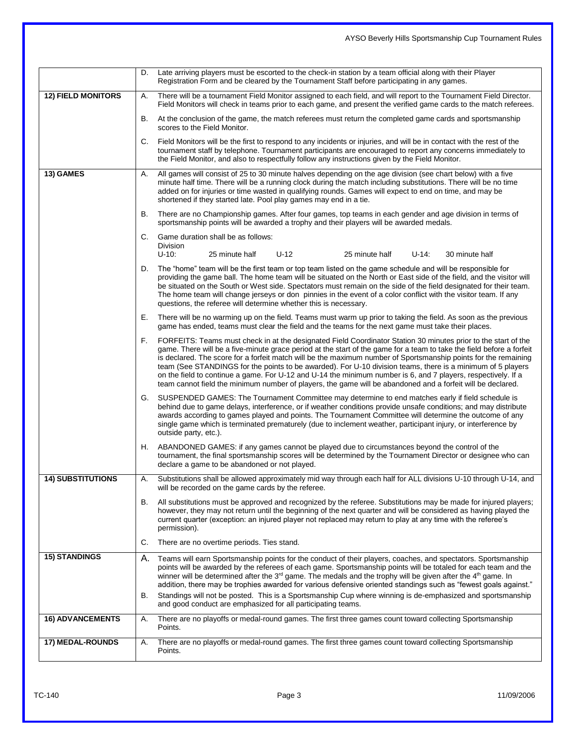| | |
|---|---|
| | D. Late arriving players must be escorted to the check-in station by a team official along with their Player Registration Form and be cleared by the Tournament Staff before participating in any games. |
| **12) FIELD MONITORS** | A. There will be a tournament Field Monitor assigned to each field, and will report to the Tournament Field Director. Field Monitors will check in teams prior to each game, and present the verified game cards to the match referees.<br><br>B. At the conclusion of the game, the match referees must return the completed game cards and sportsmanship scores to the Field Monitor.<br><br>C. Field Monitors will be the first to respond to any incidents or injuries, and will be in contact with the rest of the tournament staff by telephone. Tournament participants are encouraged to report any concerns immediately to the Field Monitor, and also to respectfully follow any instructions given by the Field Monitor. |
| **13) GAMES** | A. All games will consist of 25 to 30 minute halves depending on the age division (see chart below) with a five minute half time. There will be a running clock during the match including substitutions. There will be no time added on for injuries or time wasted in qualifying rounds. Games will expect to end on time, and may be shortened if they started late. Pool play games may end in a tie.<br><br>B. There are no Championship games. After four games, top teams in each gender and age division in terms of sportsmanship points will be awarded a trophy and their players will be awarded medals.<br><br>C. Game duration shall be as follows:<br>Division<br>U-10: 25 minute half U-12 25 minute half U-14: 30 minute half<br><br>D. The "home" team will be the first team or top team listed on the game schedule and will be responsible for providing the game ball. The home team will be situated on the North or East side of the field, and the visitor will be situated on the South or West side. Spectators must remain on the side of the field designated for their team. The home team will change jerseys or don pinnies in the event of a color conflict with the visitor team. If any questions, the referee will determine whether this is necessary.<br><br>E. There will be no warming up on the field. Teams must warm up prior to taking the field. As soon as the previous game has ended, teams must clear the field and the teams for the next game must take their places.<br><br>F. FORFEITS: Teams must check in at the designated Field Coordinator Station 30 minutes prior to the start of the game. There will be a five-minute grace period at the start of the game for a team to take the field before a forfeit is declared. The score for a forfeit match will be the maximum number of Sportsmanship points for the remaining team (See STANDINGS for the points to be awarded). For U-10 division teams, there is a minimum of 5 players on the field to continue a game. For U-12 and U-14 the minimum number is 6, and 7 players, respectively. If a team cannot field the minimum number of players, the game will be abandoned and a forfeit will be declared.<br><br>G. SUSPENDED GAMES: The Tournament Committee may determine to end matches early if field schedule is behind due to game delays, interference, or if weather conditions provide unsafe conditions; and may distribute awards according to games played and points. The Tournament Committee will determine the outcome of any single game which is terminated prematurely (due to inclement weather, participant injury, or interference by outside party, etc.).<br><br>H. ABANDONED GAMES: if any games cannot be played due to circumstances beyond the control of the tournament, the final sportsmanship scores will be determined by the Tournament Director or designee who can declare a game to be abandoned or not played. |
| **14) SUBSTITUTIONS** | A. Substitutions shall be allowed approximately mid way through each half for ALL divisions U-10 through U-14, and will be recorded on the game cards by the referee.<br><br>B. All substitutions must be approved and recognized by the referee. Substitutions may be made for injured players; however, they may not return until the beginning of the next quarter and will be considered as having played the current quarter (exception: an injured player not replaced may return to play at any time with the referee's permission).<br><br>C. There are no overtime periods. Ties stand. |
| **15) STANDINGS** | A. Teams will earn Sportsmanship points for the conduct of their players, coaches, and spectators. Sportsmanship points will be awarded by the referees of each game. Sportsmanship points will be totaled for each team and the winner will be determined after the 3rd game. The medals and the trophy will be given after the 4th game. In addition, there may be trophies awarded for various defensive oriented standings such as "fewest goals against."<br><br>B. Standings will not be posted. This is a Sportsmanship Cup where winning is de-emphasized and sportsmanship and good conduct are emphasized for all participating teams. |
| **16) ADVANCEMENTS** | A. There are no playoffs or medal-round games. The first three games count toward collecting Sportsmanship Points. |
| **17) MEDAL-ROUNDS** | A. There are no playoffs or medal-round games. The first three games count toward collecting Sportsmanship Points. |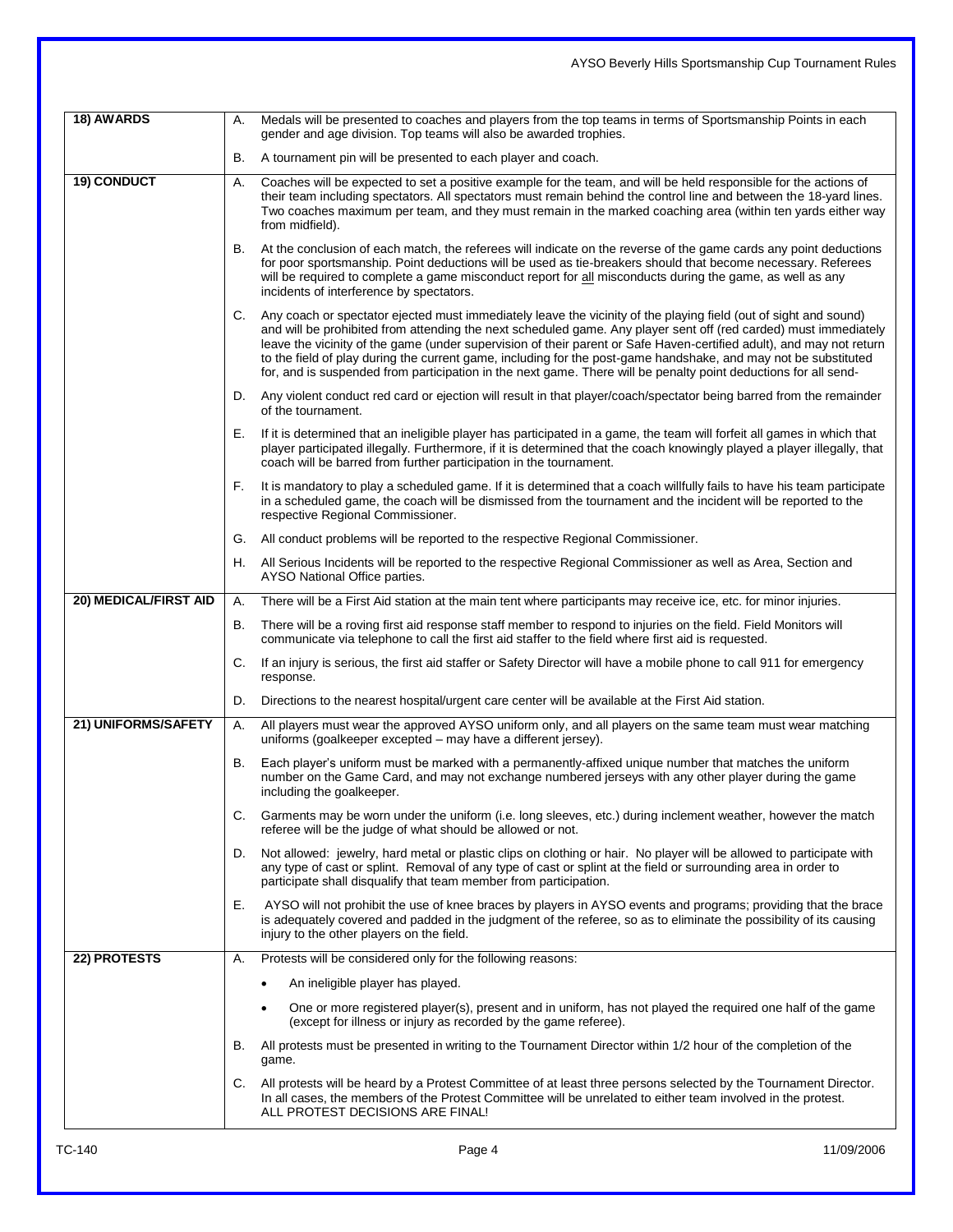| | | |
|---|---|---|
| **18) AWARDS** | A. | Medals will be presented to coaches and players from the top teams in terms of Sportsmanship Points in each gender and age division. Top teams will also be awarded trophies. |
| | B. | A tournament pin will be presented to each player and coach. |
| **19) CONDUCT** | A. | Coaches will be expected to set a positive example for the team, and will be held responsible for the actions of their team including spectators. All spectators must remain behind the control line and between the 18-yard lines. Two coaches maximum per team, and they must remain in the marked coaching area (within ten yards either way from midfield). |
| | B. | At the conclusion of each match, the referees will indicate on the reverse of the game cards any point deductions for poor sportsmanship. Point deductions will be used as tie-breakers should that become necessary. Referees will be required to complete a game misconduct report for all misconducts during the game, as well as any incidents of interference by spectators. |
| | C. | Any coach or spectator ejected must immediately leave the vicinity of the playing field (out of sight and sound) and will be prohibited from attending the next scheduled game. Any player sent off (red carded) must immediately leave the vicinity of the game (under supervision of their parent or Safe Haven-certified adult), and may not return to the field of play during the current game, including for the post-game handshake, and may not be substituted for, and is suspended from participation in the next game. There will be penalty point deductions for all send- |
| | D. | Any violent conduct red card or ejection will result in that player/coach/spectator being barred from the remainder of the tournament. |
| | E. | If it is determined that an ineligible player has participated in a game, the team will forfeit all games in which that player participated illegally. Furthermore, if it is determined that the coach knowingly played a player illegally, that coach will be barred from further participation in the tournament. |
| | F. | It is mandatory to play a scheduled game. If it is determined that a coach willfully fails to have his team participate in a scheduled game, the coach will be dismissed from the tournament and the incident will be reported to the respective Regional Commissioner. |
| | G. | All conduct problems will be reported to the respective Regional Commissioner. |
| | H. | All Serious Incidents will be reported to the respective Regional Commissioner as well as Area, Section and AYSO National Office parties. |
| **20) MEDICAL/FIRST AID** | A. | There will be a First Aid station at the main tent where participants may receive ice, etc. for minor injuries. |
| | B. | There will be a roving first aid response staff member to respond to injuries on the field. Field Monitors will communicate via telephone to call the first aid staffer to the field where first aid is requested. |
| | C. | If an injury is serious, the first aid staffer or Safety Director will have a mobile phone to call 911 for emergency response. |
| | D. | Directions to the nearest hospital/urgent care center will be available at the First Aid station. |
| **21) UNIFORMS/SAFETY** | A. | All players must wear the approved AYSO uniform only, and all players on the same team must wear matching uniforms (goalkeeper excepted – may have a different jersey). |
| | B. | Each player's uniform must be marked with a permanently-affixed unique number that matches the uniform number on the Game Card, and may not exchange numbered jerseys with any other player during the game including the goalkeeper. |
| | C. | Garments may be worn under the uniform (i.e. long sleeves, etc.) during inclement weather, however the match referee will be the judge of what should be allowed or not. |
| | D. | Not allowed: jewelry, hard metal or plastic clips on clothing or hair. No player will be allowed to participate with any type of cast or splint. Removal of any type of cast or splint at the field or surrounding area in order to participate shall disqualify that team member from participation. |
| | E. | AYSO will not prohibit the use of knee braces by players in AYSO events and programs; providing that the brace is adequately covered and padded in the judgment of the referee, so as to eliminate the possibility of its causing injury to the other players on the field. |
| **22) PROTESTS** | A. | Protests will be considered only for the following reasons:<br>• An ineligible player has played.<br>• One or more registered player(s), present and in uniform, has not played the required one half of the game (except for illness or injury as recorded by the game referee). |
| | B. | All protests must be presented in writing to the Tournament Director within 1/2 hour of the completion of the game. |
| | C. | All protests will be heard by a Protest Committee of at least three persons selected by the Tournament Director. In all cases, the members of the Protest Committee will be unrelated to either team involved in the protest. ALL PROTEST DECISIONS ARE FINAL! |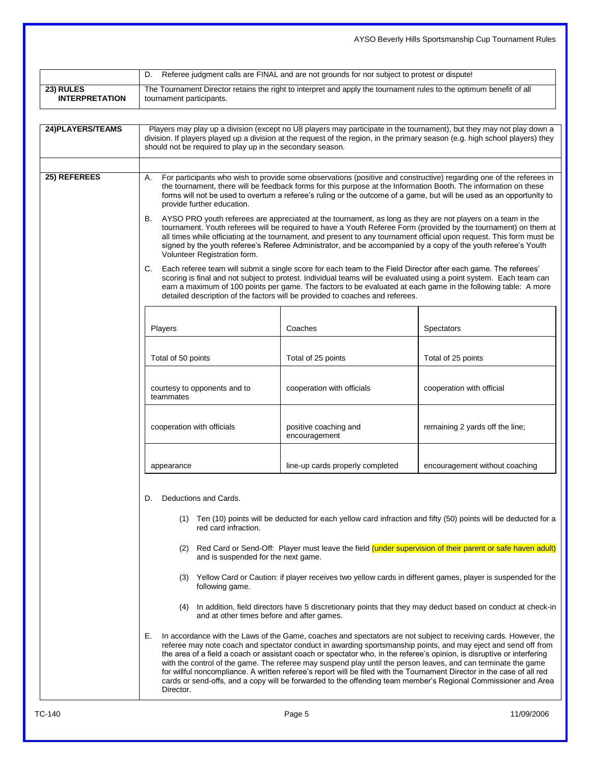| | |
|---|---|
| | D. Referee judgment calls are FINAL and are not grounds for nor subject to protest or dispute! |
| **23) RULES INTERPRETATION** | The Tournament Director retains the right to interpret and apply the tournament rules to the optimum benefit of all tournament participants. |

**24)PLAYERS/TEAMS**

Players may play up a division (except no U8 players may participate in the tournament), but they may not play down a division. If players played up a division at the request of the region, in the primary season (e.g. high school players) they should not be required to play up in the secondary season.

**25) REFEREES**

A. For participants who wish to provide some observations (positive and constructive) regarding one of the referees in the tournament, there will be feedback forms for this purpose at the Information Booth. The information on these forms will not be used to overturn a referee's ruling or the outcome of a game, but will be used as an opportunity to provide further education.

B. AYSO PRO youth referees are appreciated at the tournament, as long as they are not players on a team in the tournament. Youth referees will be required to have a Youth Referee Form (provided by the tournament) on them at all times while officiating at the tournament, and present to any tournament official upon request. This form must be signed by the youth referee's Referee Administrator, and be accompanied by a copy of the youth referee's Youth Volunteer Registration form.

C. Each referee team will submit a single score for each team to the Field Director after each game. The referees' scoring is final and not subject to protest. Individual teams will be evaluated using a point system. Each team can earn a maximum of 100 points per game. The factors to be evaluated at each game in the following table: A more detailed description of the factors will be provided to coaches and referees.

| Players | Coaches | Spectators |
|---|---|---|
| Total of 50 points | Total of 25 points | Total of 25 points |
| courtesy to opponents and to teammates | cooperation with officials | cooperation with official |
| cooperation with officials | positive coaching and encouragement | remaining 2 yards off the line; |
| appearance | line-up cards properly completed | encouragement without coaching |

D. Deductions and Cards.

(1) Ten (10) points will be deducted for each yellow card infraction and fifty (50) points will be deducted for a red card infraction.

(2) Red Card or Send-Off: Player must leave the field (under supervision of their parent or safe haven adult) and is suspended for the next game.

(3) Yellow Card or Caution: if player receives two yellow cards in different games, player is suspended for the following game.

(4) In addition, field directors have 5 discretionary points that they may deduct based on conduct at check-in and at other times before and after games.

E. In accordance with the Laws of the Game, coaches and spectators are not subject to receiving cards. However, the referee may note coach and spectator conduct in awarding sportsmanship points, and may eject and send off from the area of a field a coach or assistant coach or spectator who, in the referee's opinion, is disruptive or interfering with the control of the game. The referee may suspend play until the person leaves, and can terminate the game for willful noncompliance. A written referee's report will be filed with the Tournament Director in the case of all red cards or send-offs, and a copy will be forwarded to the offending team member's Regional Commissioner and Area Director.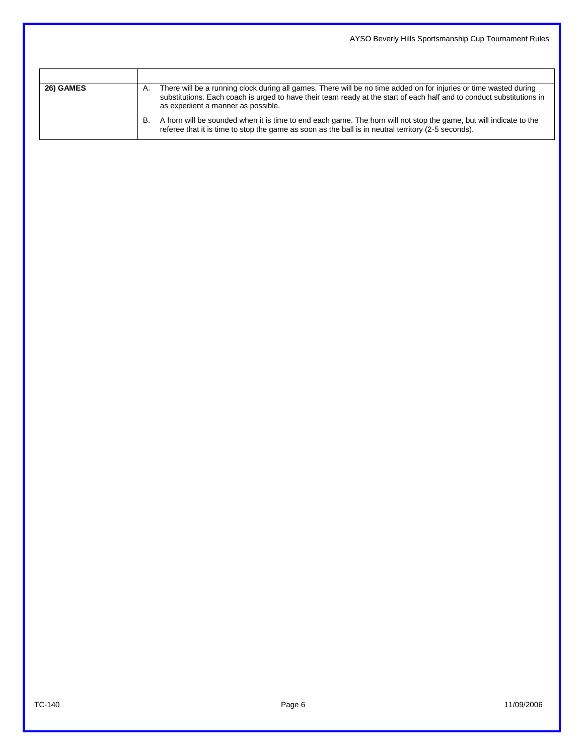| | |
|---|---|
| **26) GAMES** | A. There will be a running clock during all games. There will be no time added on for injuries or time wasted during substitutions. Each coach is urged to have their team ready at the start of each half and to conduct substitutions in as expedient a manner as possible.<br>B. A horn will be sounded when it is time to end each game. The horn will not stop the game, but will indicate to the referee that it is time to stop the game as soon as the ball is in neutral territory (2-5 seconds). |